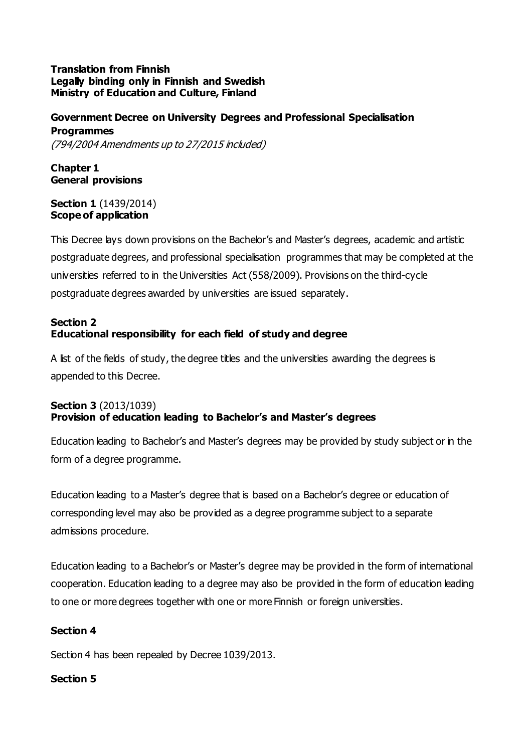**Translation from Finnish**
**Legally binding only in Finnish and Swedish**
**Ministry of Education and Culture, Finland**

# Government Decree on University Degrees and Professional Specialisation Programmes

*(794/2004 Amendments up to 27/2015 included)*

## Chapter 1
## General provisions

### Section 1 (1439/2014)
### Scope of application

This Decree lays down provisions on the Bachelor's and Master's degrees, academic and artistic postgraduate degrees, and professional specialisation programmes that may be completed at the universities referred to in the Universities Act (558/2009). Provisions on the third-cycle postgraduate degrees awarded by universities are issued separately.

### Section 2
### Educational responsibility for each field of study and degree

A list of the fields of study, the degree titles and the universities awarding the degrees is appended to this Decree.

### Section 3 (2013/1039)
### Provision of education leading to Bachelor's and Master's degrees

Education leading to Bachelor's and Master's degrees may be provided by study subject or in the form of a degree programme.

Education leading to a Master's degree that is based on a Bachelor's degree or education of corresponding level may also be provided as a degree programme subject to a separate admissions procedure.

Education leading to a Bachelor's or Master's degree may be provided in the form of international cooperation. Education leading to a degree may also be provided in the form of education leading to one or more degrees together with one or more Finnish or foreign universities.

### Section 4

Section 4 has been repealed by Decree 1039/2013.

### Section 5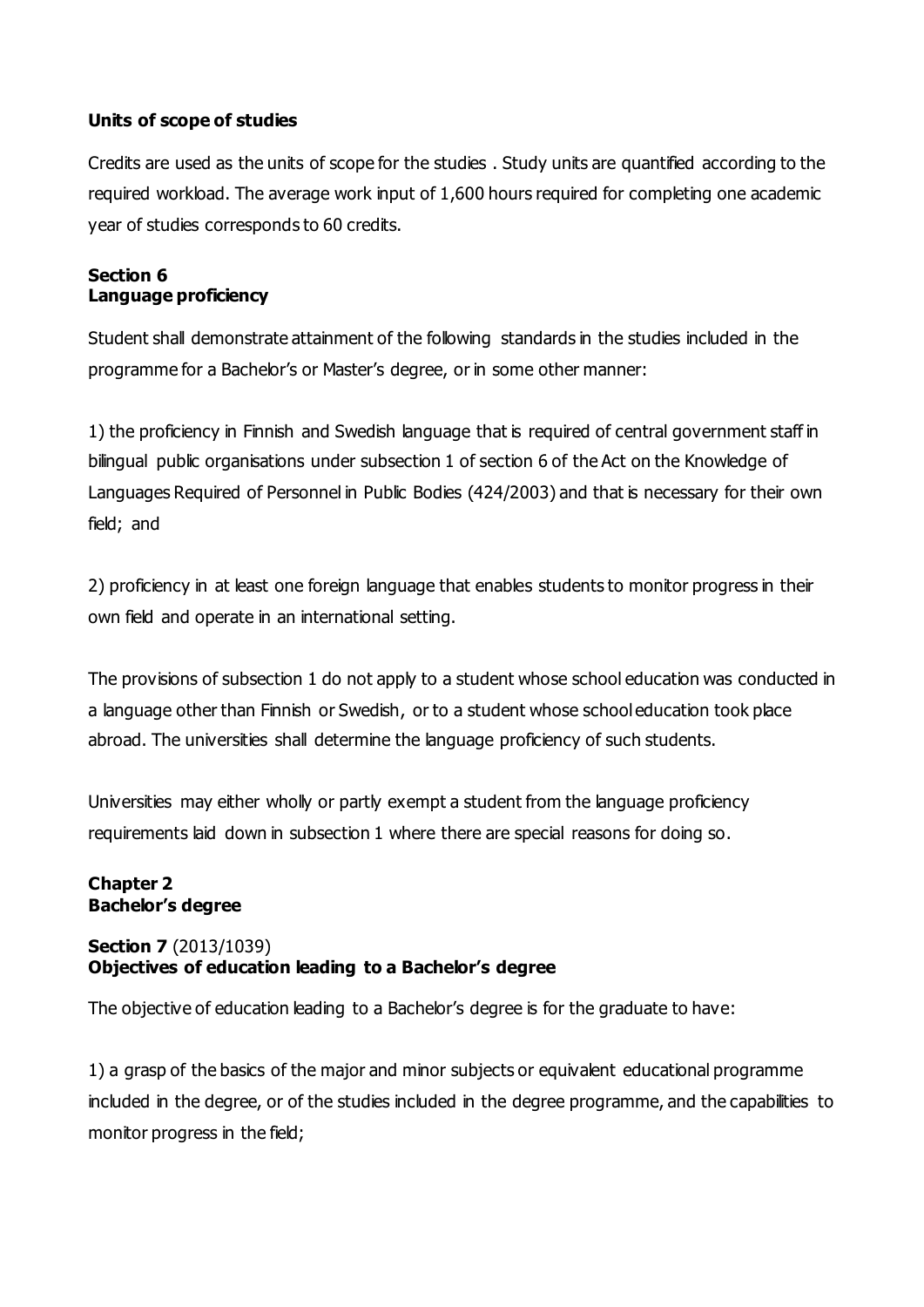**Units of scope of studies**

Credits are used as the units of scope for the studies . Study units are quantified according to the required workload. The average work input of 1,600 hours required for completing one academic year of studies corresponds to 60 credits.

## Section 6
## Language proficiency

Student shall demonstrate attainment of the following standards in the studies included in the programme for a Bachelor's or Master's degree, or in some other manner:

1) the proficiency in Finnish and Swedish language that is required of central government staff in bilingual public organisations under subsection 1 of section 6 of the Act on the Knowledge of Languages Required of Personnel in Public Bodies (424/2003) and that is necessary for their own field; and

2) proficiency in at least one foreign language that enables students to monitor progress in their own field and operate in an international setting.

The provisions of subsection 1 do not apply to a student whose school education was conducted in a language other than Finnish or Swedish, or to a student whose school education took place abroad. The universities shall determine the language proficiency of such students.

Universities may either wholly or partly exempt a student from the language proficiency requirements laid down in subsection 1 where there are special reasons for doing so.

# Chapter 2
# Bachelor's degree

## Section 7 (2013/1039)
## Objectives of education leading to a Bachelor's degree

The objective of education leading to a Bachelor's degree is for the graduate to have:

1) a grasp of the basics of the major and minor subjects or equivalent educational programme included in the degree, or of the studies included in the degree programme, and the capabilities to monitor progress in the field;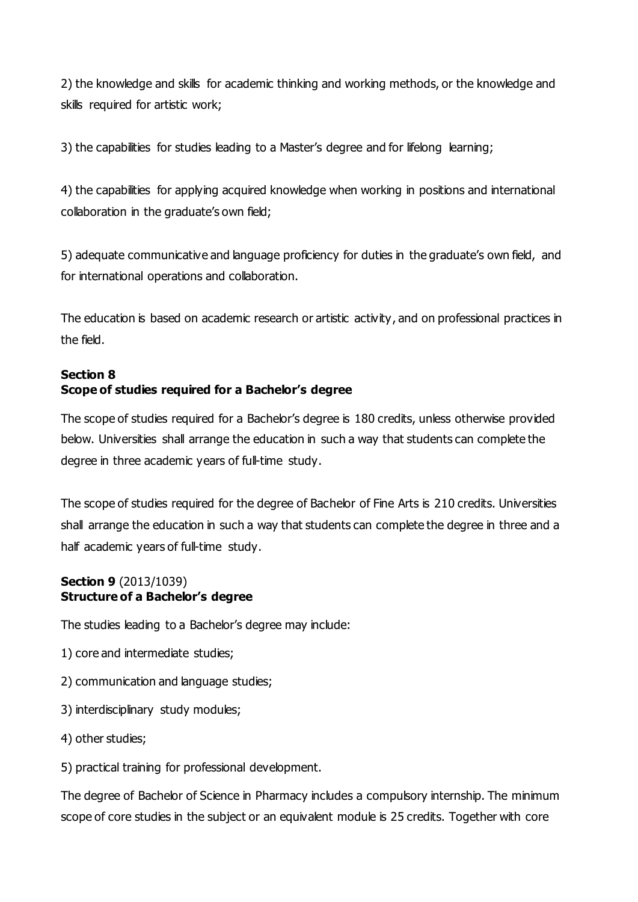2) the knowledge and skills for academic thinking and working methods, or the knowledge and skills required for artistic work;

3) the capabilities for studies leading to a Master's degree and for lifelong learning;

4) the capabilities for applying acquired knowledge when working in positions and international collaboration in the graduate's own field;

5) adequate communicative and language proficiency for duties in the graduate's own field, and for international operations and collaboration.

The education is based on academic research or artistic activity, and on professional practices in the field.

**Section 8**
**Scope of studies required for a Bachelor's degree**

The scope of studies required for a Bachelor's degree is 180 credits, unless otherwise provided below. Universities shall arrange the education in such a way that students can complete the degree in three academic years of full-time study.

The scope of studies required for the degree of Bachelor of Fine Arts is 210 credits. Universities shall arrange the education in such a way that students can complete the degree in three and a half academic years of full-time study.

**Section 9** (2013/1039)
**Structure of a Bachelor's degree**

The studies leading to a Bachelor's degree may include:

1) core and intermediate studies;

2) communication and language studies;

3) interdisciplinary study modules;

4) other studies;

5) practical training for professional development.

The degree of Bachelor of Science in Pharmacy includes a compulsory internship. The minimum scope of core studies in the subject or an equivalent module is 25 credits. Together with core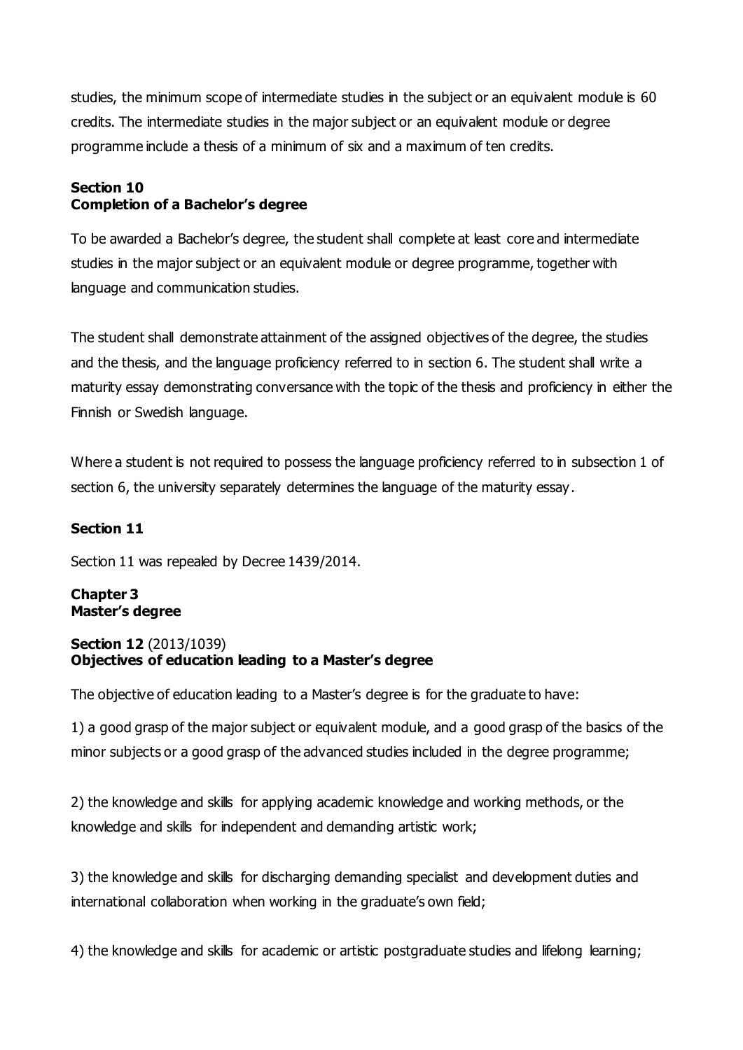studies, the minimum scope of intermediate studies in the subject or an equivalent module is 60 credits. The intermediate studies in the major subject or an equivalent module or degree programme include a thesis of a minimum of six and a maximum of ten credits.

**Section 10**
**Completion of a Bachelor's degree**

To be awarded a Bachelor's degree, the student shall complete at least core and intermediate studies in the major subject or an equivalent module or degree programme, together with language and communication studies.

The student shall demonstrate attainment of the assigned objectives of the degree, the studies and the thesis, and the language proficiency referred to in section 6. The student shall write a maturity essay demonstrating conversance with the topic of the thesis and proficiency in either the Finnish or Swedish language.

Where a student is not required to possess the language proficiency referred to in subsection 1 of section 6, the university separately determines the language of the maturity essay.

**Section 11**

Section 11 was repealed by Decree 1439/2014.

**Chapter 3**
**Master's degree**

**Section 12** (2013/1039)
**Objectives of education leading to a Master's degree**

The objective of education leading to a Master's degree is for the graduate to have:

1) a good grasp of the major subject or equivalent module, and a good grasp of the basics of the minor subjects or a good grasp of the advanced studies included in the degree programme;

2) the knowledge and skills for applying academic knowledge and working methods, or the knowledge and skills for independent and demanding artistic work;

3) the knowledge and skills for discharging demanding specialist and development duties and international collaboration when working in the graduate's own field;

4) the knowledge and skills for academic or artistic postgraduate studies and lifelong learning;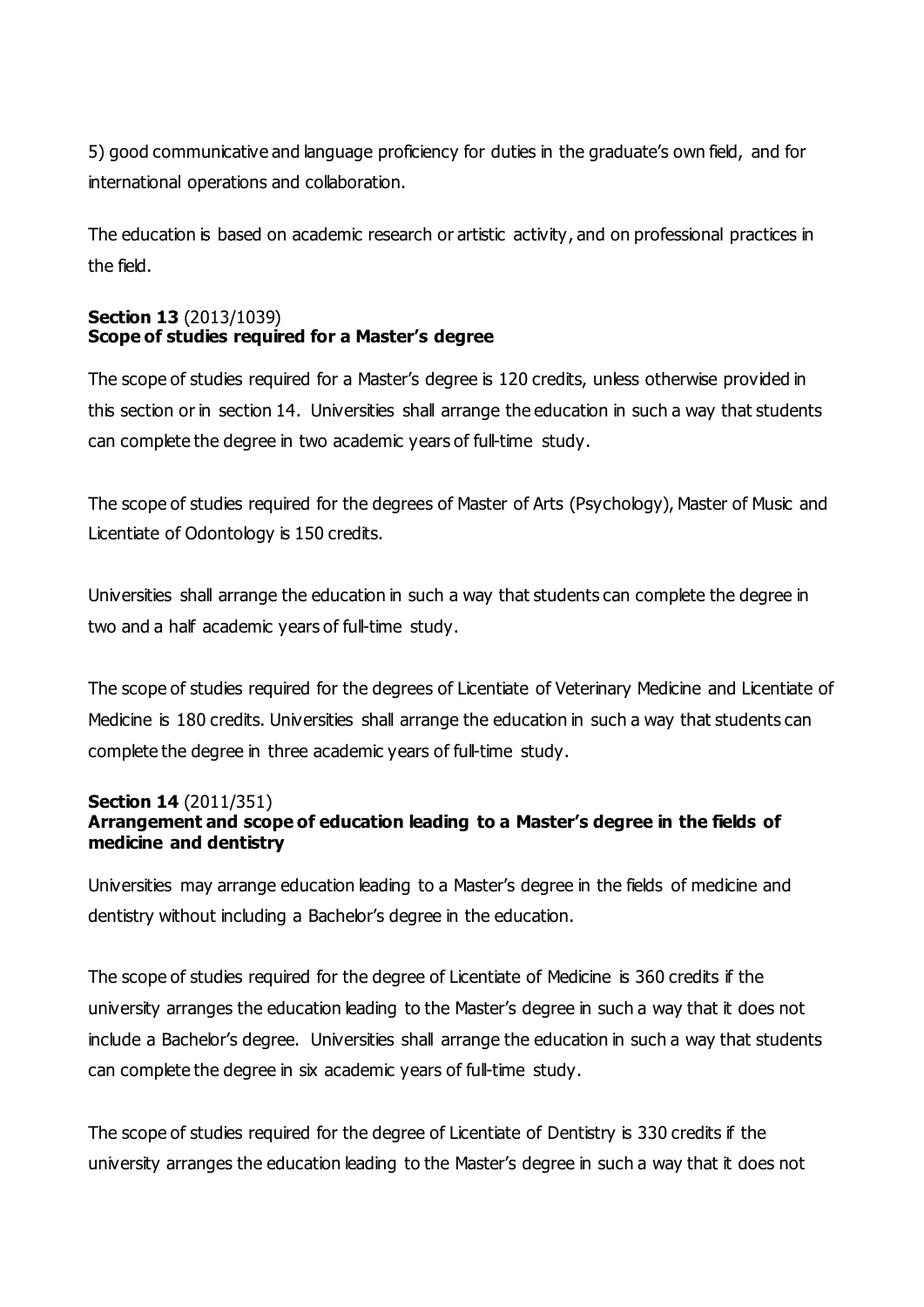5) good communicative and language proficiency for duties in the graduate's own field, and for international operations and collaboration.

The education is based on academic research or artistic activity, and on professional practices in the field.

**Section 13** (2013/1039)
**Scope of studies required for a Master's degree**

The scope of studies required for a Master's degree is 120 credits, unless otherwise provided in this section or in section 14. Universities shall arrange the education in such a way that students can complete the degree in two academic years of full-time study.

The scope of studies required for the degrees of Master of Arts (Psychology), Master of Music and Licentiate of Odontology is 150 credits.

Universities shall arrange the education in such a way that students can complete the degree in two and a half academic years of full-time study.

The scope of studies required for the degrees of Licentiate of Veterinary Medicine and Licentiate of Medicine is 180 credits. Universities shall arrange the education in such a way that students can complete the degree in three academic years of full-time study.

**Section 14** (2011/351)
**Arrangement and scope of education leading to a Master's degree in the fields of medicine and dentistry**

Universities may arrange education leading to a Master's degree in the fields of medicine and dentistry without including a Bachelor's degree in the education.

The scope of studies required for the degree of Licentiate of Medicine is 360 credits if the university arranges the education leading to the Master's degree in such a way that it does not include a Bachelor's degree. Universities shall arrange the education in such a way that students can complete the degree in six academic years of full-time study.

The scope of studies required for the degree of Licentiate of Dentistry is 330 credits if the university arranges the education leading to the Master's degree in such a way that it does not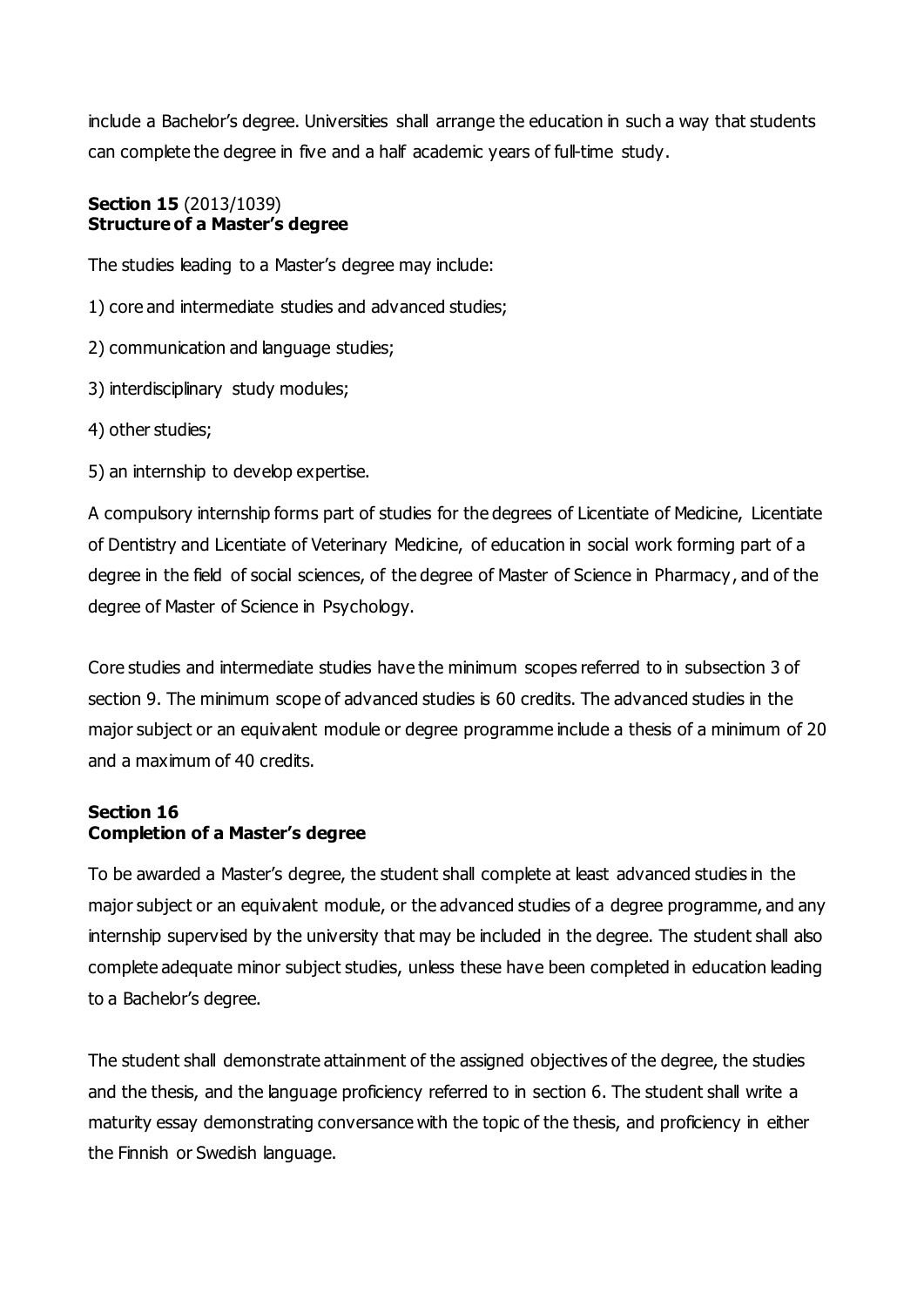include a Bachelor's degree. Universities shall arrange the education in such a way that students can complete the degree in five and a half academic years of full-time study.

**Section 15** (2013/1039)
**Structure of a Master's degree**

The studies leading to a Master's degree may include:

1) core and intermediate studies and advanced studies;

2) communication and language studies;

3) interdisciplinary study modules;

4) other studies;

5) an internship to develop expertise.

A compulsory internship forms part of studies for the degrees of Licentiate of Medicine, Licentiate of Dentistry and Licentiate of Veterinary Medicine, of education in social work forming part of a degree in the field of social sciences, of the degree of Master of Science in Pharmacy, and of the degree of Master of Science in Psychology.

Core studies and intermediate studies have the minimum scopes referred to in subsection 3 of section 9. The minimum scope of advanced studies is 60 credits. The advanced studies in the major subject or an equivalent module or degree programme include a thesis of a minimum of 20 and a maximum of 40 credits.

**Section 16**
**Completion of a Master's degree**

To be awarded a Master's degree, the student shall complete at least advanced studies in the major subject or an equivalent module, or the advanced studies of a degree programme, and any internship supervised by the university that may be included in the degree. The student shall also complete adequate minor subject studies, unless these have been completed in education leading to a Bachelor's degree.

The student shall demonstrate attainment of the assigned objectives of the degree, the studies and the thesis, and the language proficiency referred to in section 6. The student shall write a maturity essay demonstrating conversance with the topic of the thesis, and proficiency in either the Finnish or Swedish language.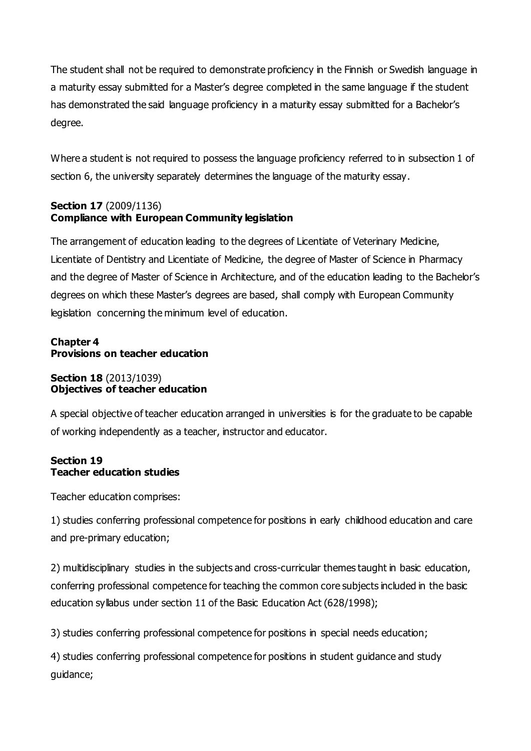The student shall not be required to demonstrate proficiency in the Finnish or Swedish language in a maturity essay submitted for a Master's degree completed in the same language if the student has demonstrated the said language proficiency in a maturity essay submitted for a Bachelor's degree.

Where a student is not required to possess the language proficiency referred to in subsection 1 of section 6, the university separately determines the language of the maturity essay.

**Section 17** (2009/1136)
**Compliance with European Community legislation**

The arrangement of education leading to the degrees of Licentiate of Veterinary Medicine, Licentiate of Dentistry and Licentiate of Medicine, the degree of Master of Science in Pharmacy and the degree of Master of Science in Architecture, and of the education leading to the Bachelor's degrees on which these Master's degrees are based, shall comply with European Community legislation concerning the minimum level of education.

## Chapter 4
## Provisions on teacher education

**Section 18** (2013/1039)
**Objectives of teacher education**

A special objective of teacher education arranged in universities is for the graduate to be capable of working independently as a teacher, instructor and educator.

**Section 19**
**Teacher education studies**

Teacher education comprises:

1) studies conferring professional competence for positions in early childhood education and care and pre-primary education;

2) multidisciplinary studies in the subjects and cross-curricular themes taught in basic education, conferring professional competence for teaching the common core subjects included in the basic education syllabus under section 11 of the Basic Education Act (628/1998);

3) studies conferring professional competence for positions in special needs education;

4) studies conferring professional competence for positions in student guidance and study guidance;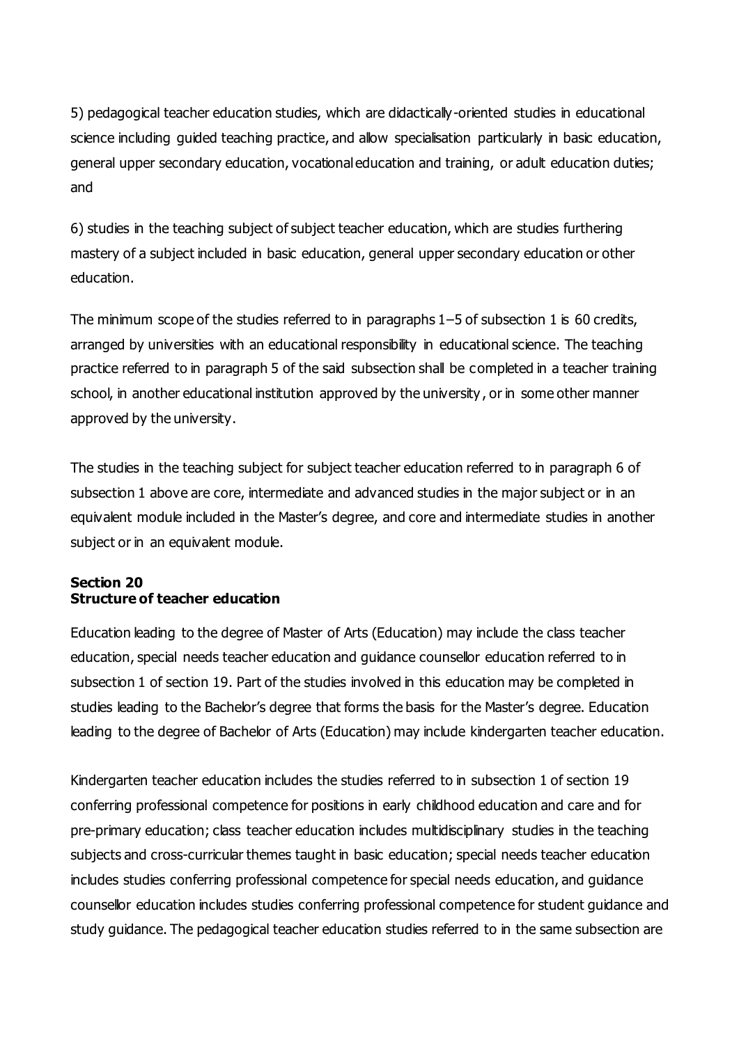5) pedagogical teacher education studies, which are didactically-oriented studies in educational science including guided teaching practice, and allow specialisation particularly in basic education, general upper secondary education, vocational education and training, or adult education duties; and

6) studies in the teaching subject of subject teacher education, which are studies furthering mastery of a subject included in basic education, general upper secondary education or other education.

The minimum scope of the studies referred to in paragraphs 1–5 of subsection 1 is 60 credits, arranged by universities with an educational responsibility in educational science. The teaching practice referred to in paragraph 5 of the said subsection shall be completed in a teacher training school, in another educational institution approved by the university, or in some other manner approved by the university.

The studies in the teaching subject for subject teacher education referred to in paragraph 6 of subsection 1 above are core, intermediate and advanced studies in the major subject or in an equivalent module included in the Master's degree, and core and intermediate studies in another subject or in an equivalent module.

**Section 20**
**Structure of teacher education**

Education leading to the degree of Master of Arts (Education) may include the class teacher education, special needs teacher education and guidance counsellor education referred to in subsection 1 of section 19. Part of the studies involved in this education may be completed in studies leading to the Bachelor's degree that forms the basis for the Master's degree. Education leading to the degree of Bachelor of Arts (Education) may include kindergarten teacher education.

Kindergarten teacher education includes the studies referred to in subsection 1 of section 19 conferring professional competence for positions in early childhood education and care and for pre-primary education; class teacher education includes multidisciplinary studies in the teaching subjects and cross-curricular themes taught in basic education; special needs teacher education includes studies conferring professional competence for special needs education, and guidance counsellor education includes studies conferring professional competence for student guidance and study guidance. The pedagogical teacher education studies referred to in the same subsection are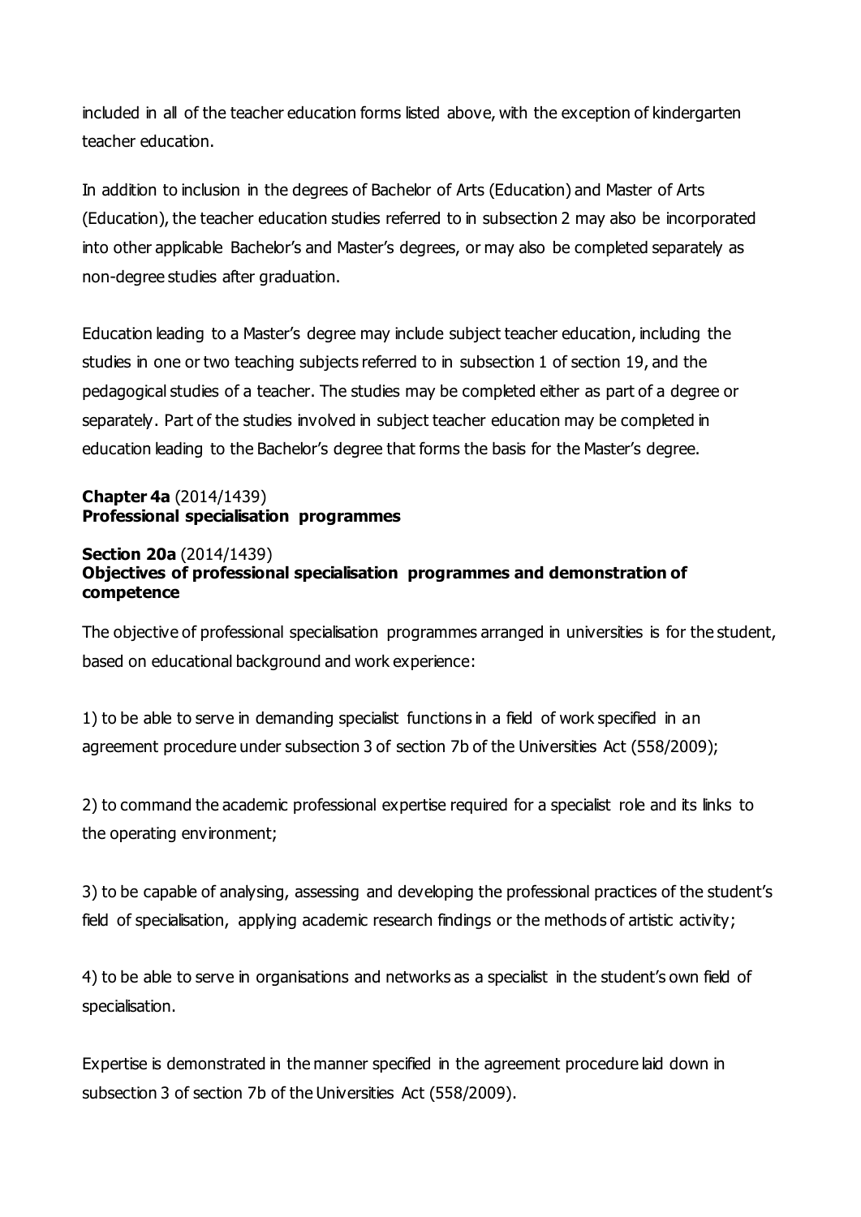included in all of the teacher education forms listed above, with the exception of kindergarten teacher education.

In addition to inclusion in the degrees of Bachelor of Arts (Education) and Master of Arts (Education), the teacher education studies referred to in subsection 2 may also be incorporated into other applicable Bachelor's and Master's degrees, or may also be completed separately as non-degree studies after graduation.

Education leading to a Master's degree may include subject teacher education, including the studies in one or two teaching subjects referred to in subsection 1 of section 19, and the pedagogical studies of a teacher. The studies may be completed either as part of a degree or separately. Part of the studies involved in subject teacher education may be completed in education leading to the Bachelor's degree that forms the basis for the Master's degree.

**Chapter 4a** (2014/1439)
**Professional specialisation programmes**

**Section 20a** (2014/1439)
**Objectives of professional specialisation programmes and demonstration of competence**

The objective of professional specialisation programmes arranged in universities is for the student, based on educational background and work experience:

1) to be able to serve in demanding specialist functions in a field of work specified in an agreement procedure under subsection 3 of section 7b of the Universities Act (558/2009);

2) to command the academic professional expertise required for a specialist role and its links to the operating environment;

3) to be capable of analysing, assessing and developing the professional practices of the student's field of specialisation, applying academic research findings or the methods of artistic activity;

4) to be able to serve in organisations and networks as a specialist in the student's own field of specialisation.

Expertise is demonstrated in the manner specified in the agreement procedure laid down in subsection 3 of section 7b of the Universities Act (558/2009).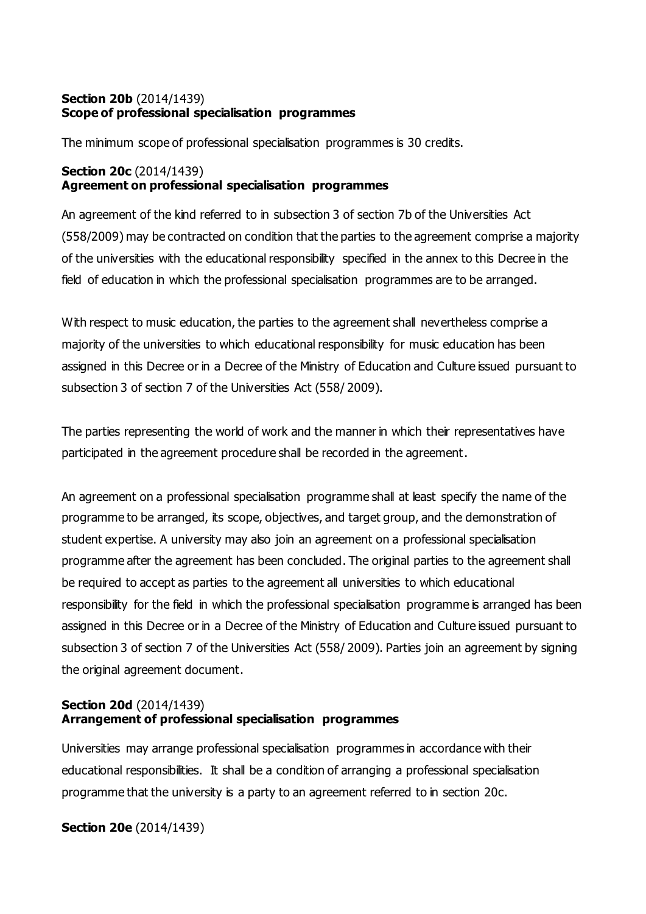**Section 20b** (2014/1439)
**Scope of professional specialisation programmes**

The minimum scope of professional specialisation programmes is 30 credits.

**Section 20c** (2014/1439)
**Agreement on professional specialisation programmes**

An agreement of the kind referred to in subsection 3 of section 7b of the Universities Act (558/2009) may be contracted on condition that the parties to the agreement comprise a majority of the universities with the educational responsibility specified in the annex to this Decree in the field of education in which the professional specialisation programmes are to be arranged.

With respect to music education, the parties to the agreement shall nevertheless comprise a majority of the universities to which educational responsibility for music education has been assigned in this Decree or in a Decree of the Ministry of Education and Culture issued pursuant to subsection 3 of section 7 of the Universities Act (558/ 2009).

The parties representing the world of work and the manner in which their representatives have participated in the agreement procedure shall be recorded in the agreement.

An agreement on a professional specialisation programme shall at least specify the name of the programme to be arranged, its scope, objectives, and target group, and the demonstration of student expertise. A university may also join an agreement on a professional specialisation programme after the agreement has been concluded. The original parties to the agreement shall be required to accept as parties to the agreement all universities to which educational responsibility for the field in which the professional specialisation programme is arranged has been assigned in this Decree or in a Decree of the Ministry of Education and Culture issued pursuant to subsection 3 of section 7 of the Universities Act (558/ 2009). Parties join an agreement by signing the original agreement document.

**Section 20d** (2014/1439)
**Arrangement of professional specialisation programmes**

Universities may arrange professional specialisation programmes in accordance with their educational responsibilities. It shall be a condition of arranging a professional specialisation programme that the university is a party to an agreement referred to in section 20c.

**Section 20e** (2014/1439)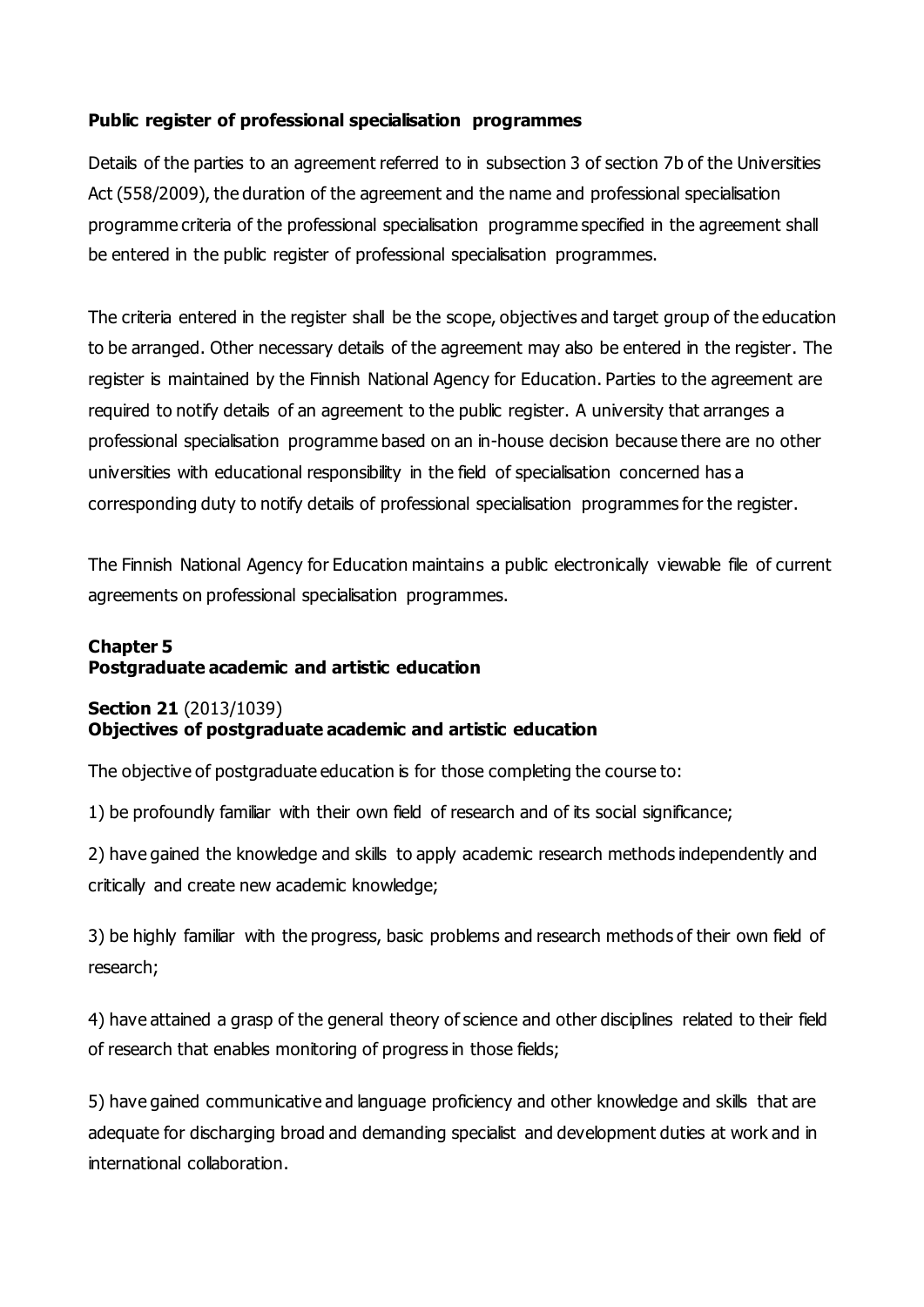**Public register of professional specialisation programmes**

Details of the parties to an agreement referred to in subsection 3 of section 7b of the Universities Act (558/2009), the duration of the agreement and the name and professional specialisation programme criteria of the professional specialisation programme specified in the agreement shall be entered in the public register of professional specialisation programmes.

The criteria entered in the register shall be the scope, objectives and target group of the education to be arranged. Other necessary details of the agreement may also be entered in the register. The register is maintained by the Finnish National Agency for Education. Parties to the agreement are required to notify details of an agreement to the public register. A university that arranges a professional specialisation programme based on an in-house decision because there are no other universities with educational responsibility in the field of specialisation concerned has a corresponding duty to notify details of professional specialisation programmes for the register.

The Finnish National Agency for Education maintains a public electronically viewable file of current agreements on professional specialisation programmes.

## Chapter 5
## Postgraduate academic and artistic education

### Section 21 (2013/1039)
### Objectives of postgraduate academic and artistic education

The objective of postgraduate education is for those completing the course to:

1) be profoundly familiar with their own field of research and of its social significance;

2) have gained the knowledge and skills to apply academic research methods independently and critically and create new academic knowledge;

3) be highly familiar with the progress, basic problems and research methods of their own field of research;

4) have attained a grasp of the general theory of science and other disciplines related to their field of research that enables monitoring of progress in those fields;

5) have gained communicative and language proficiency and other knowledge and skills that are adequate for discharging broad and demanding specialist and development duties at work and in international collaboration.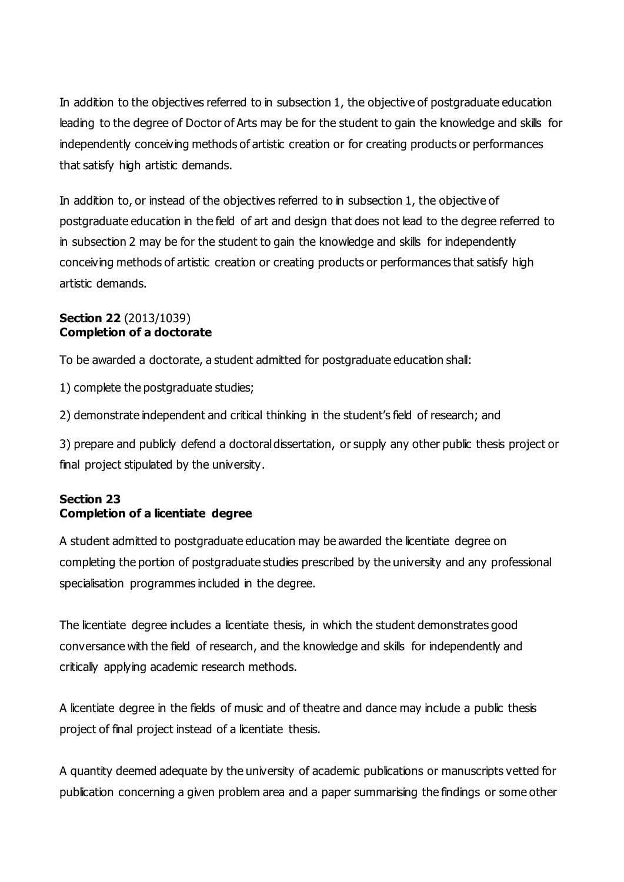In addition to the objectives referred to in subsection 1, the objective of postgraduate education leading to the degree of Doctor of Arts may be for the student to gain the knowledge and skills for independently conceiving methods of artistic creation or for creating products or performances that satisfy high artistic demands.

In addition to, or instead of the objectives referred to in subsection 1, the objective of postgraduate education in the field of art and design that does not lead to the degree referred to in subsection 2 may be for the student to gain the knowledge and skills for independently conceiving methods of artistic creation or creating products or performances that satisfy high artistic demands.

**Section 22** (2013/1039)
**Completion of a doctorate**

To be awarded a doctorate, a student admitted for postgraduate education shall:

1) complete the postgraduate studies;

2) demonstrate independent and critical thinking in the student's field of research; and

3) prepare and publicly defend a doctoral dissertation, or supply any other public thesis project or final project stipulated by the university.

**Section 23**
**Completion of a licentiate degree**

A student admitted to postgraduate education may be awarded the licentiate degree on completing the portion of postgraduate studies prescribed by the university and any professional specialisation programmes included in the degree.

The licentiate degree includes a licentiate thesis, in which the student demonstrates good conversance with the field of research, and the knowledge and skills for independently and critically applying academic research methods.

A licentiate degree in the fields of music and of theatre and dance may include a public thesis project of final project instead of a licentiate thesis.

A quantity deemed adequate by the university of academic publications or manuscripts vetted for publication concerning a given problem area and a paper summarising the findings or some other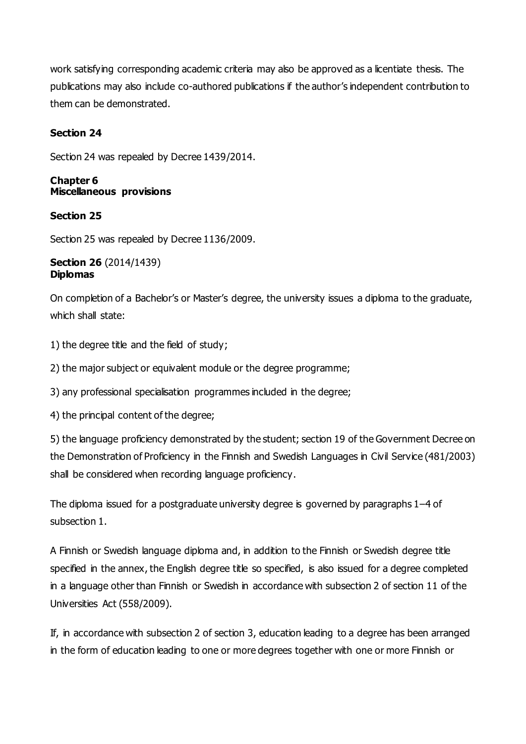work satisfying corresponding academic criteria may also be approved as a licentiate thesis. The publications may also include co-authored publications if the author's independent contribution to them can be demonstrated.

**Section 24**

Section 24 was repealed by Decree 1439/2014.

**Chapter 6**
**Miscellaneous provisions**

**Section 25**

Section 25 was repealed by Decree 1136/2009.

**Section 26** (2014/1439)
**Diplomas**

On completion of a Bachelor's or Master's degree, the university issues a diploma to the graduate, which shall state:

1) the degree title and the field of study;

2) the major subject or equivalent module or the degree programme;

3) any professional specialisation programmes included in the degree;

4) the principal content of the degree;

5) the language proficiency demonstrated by the student; section 19 of the Government Decree on the Demonstration of Proficiency in the Finnish and Swedish Languages in Civil Service (481/2003) shall be considered when recording language proficiency.

The diploma issued for a postgraduate university degree is governed by paragraphs 1–4 of subsection 1.

A Finnish or Swedish language diploma and, in addition to the Finnish or Swedish degree title specified in the annex, the English degree title so specified, is also issued for a degree completed in a language other than Finnish or Swedish in accordance with subsection 2 of section 11 of the Universities Act (558/2009).

If, in accordance with subsection 2 of section 3, education leading to a degree has been arranged in the form of education leading to one or more degrees together with one or more Finnish or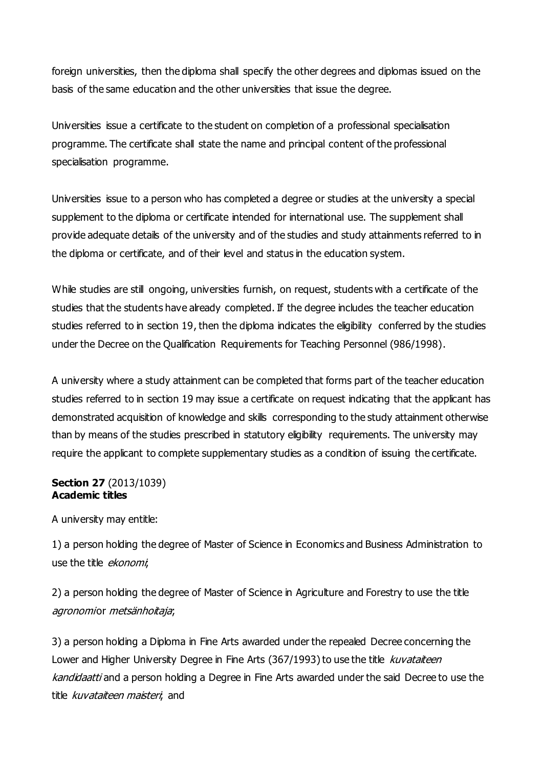foreign universities, then the diploma shall specify the other degrees and diplomas issued on the basis of the same education and the other universities that issue the degree.

Universities issue a certificate to the student on completion of a professional specialisation programme. The certificate shall state the name and principal content of the professional specialisation programme.

Universities issue to a person who has completed a degree or studies at the university a special supplement to the diploma or certificate intended for international use. The supplement shall provide adequate details of the university and of the studies and study attainments referred to in the diploma or certificate, and of their level and status in the education system.

While studies are still ongoing, universities furnish, on request, students with a certificate of the studies that the students have already completed. If the degree includes the teacher education studies referred to in section 19, then the diploma indicates the eligibility conferred by the studies under the Decree on the Qualification Requirements for Teaching Personnel (986/1998).

A university where a study attainment can be completed that forms part of the teacher education studies referred to in section 19 may issue a certificate on request indicating that the applicant has demonstrated acquisition of knowledge and skills corresponding to the study attainment otherwise than by means of the studies prescribed in statutory eligibility requirements. The university may require the applicant to complete supplementary studies as a condition of issuing the certificate.

**Section 27** (2013/1039)
**Academic titles**

A university may entitle:

1) a person holding the degree of Master of Science in Economics and Business Administration to use the title *ekonomi*;

2) a person holding the degree of Master of Science in Agriculture and Forestry to use the title *agronomi* or *metsänhoitaja*;

3) a person holding a Diploma in Fine Arts awarded under the repealed Decree concerning the Lower and Higher University Degree in Fine Arts (367/1993) to use the title *kuvataiteen kandidaatti* and a person holding a Degree in Fine Arts awarded under the said Decree to use the title *kuvataiteen maisteri*; and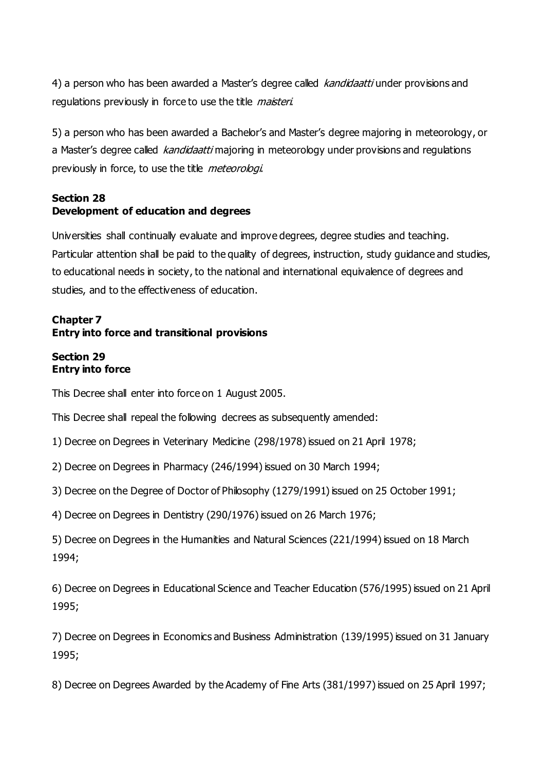4) a person who has been awarded a Master's degree called *kandidaatti* under provisions and regulations previously in force to use the title *maisteri*.

5) a person who has been awarded a Bachelor's and Master's degree majoring in meteorology, or a Master's degree called *kandidaatti* majoring in meteorology under provisions and regulations previously in force, to use the title *meteorologi*.

### Section 28
### Development of education and degrees

Universities shall continually evaluate and improve degrees, degree studies and teaching. Particular attention shall be paid to the quality of degrees, instruction, study guidance and studies, to educational needs in society, to the national and international equivalence of degrees and studies, and to the effectiveness of education.

## Chapter 7
## Entry into force and transitional provisions

### Section 29
### Entry into force

This Decree shall enter into force on 1 August 2005.

This Decree shall repeal the following decrees as subsequently amended:

1) Decree on Degrees in Veterinary Medicine (298/1978) issued on 21 April 1978;

2) Decree on Degrees in Pharmacy (246/1994) issued on 30 March 1994;

3) Decree on the Degree of Doctor of Philosophy (1279/1991) issued on 25 October 1991;

4) Decree on Degrees in Dentistry (290/1976) issued on 26 March 1976;

5) Decree on Degrees in the Humanities and Natural Sciences (221/1994) issued on 18 March 1994;

6) Decree on Degrees in Educational Science and Teacher Education (576/1995) issued on 21 April 1995;

7) Decree on Degrees in Economics and Business Administration (139/1995) issued on 31 January 1995;

8) Decree on Degrees Awarded by the Academy of Fine Arts (381/1997) issued on 25 April 1997;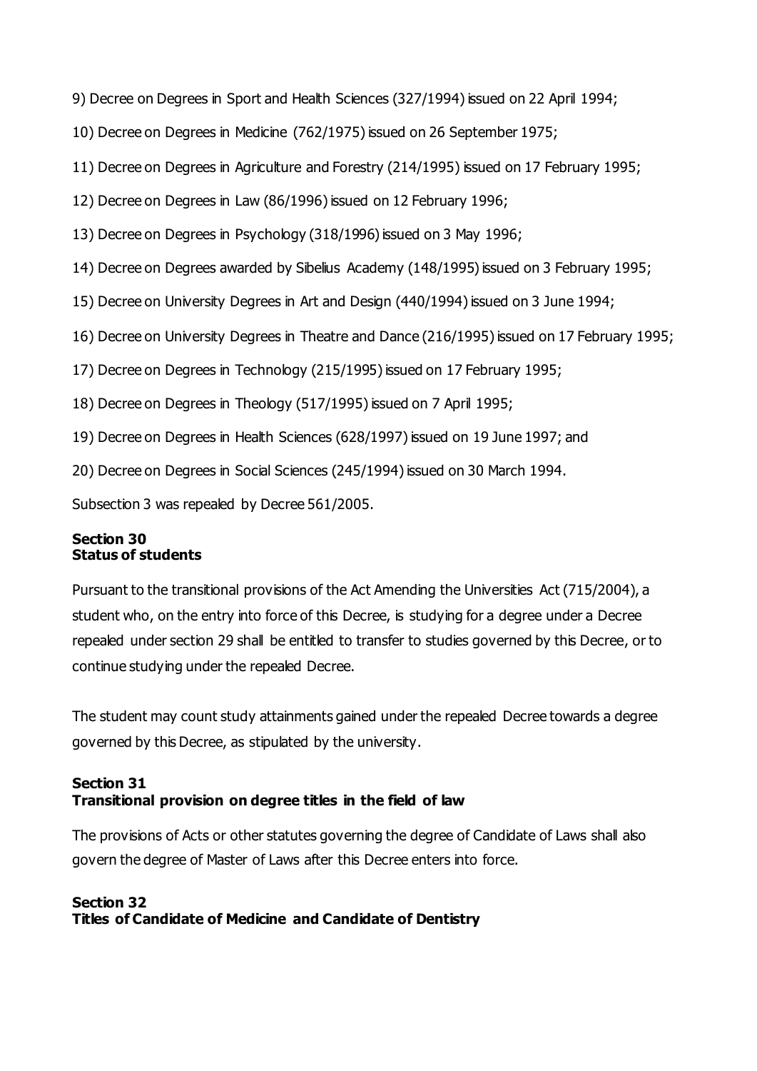9) Decree on Degrees in Sport and Health Sciences (327/1994) issued on 22 April 1994;

10) Decree on Degrees in Medicine (762/1975) issued on 26 September 1975;

11) Decree on Degrees in Agriculture and Forestry (214/1995) issued on 17 February 1995;

12) Decree on Degrees in Law (86/1996) issued on 12 February 1996;

13) Decree on Degrees in Psychology (318/1996) issued on 3 May 1996;

14) Decree on Degrees awarded by Sibelius Academy (148/1995) issued on 3 February 1995;

15) Decree on University Degrees in Art and Design (440/1994) issued on 3 June 1994;

16) Decree on University Degrees in Theatre and Dance (216/1995) issued on 17 February 1995;

17) Decree on Degrees in Technology (215/1995) issued on 17 February 1995;

18) Decree on Degrees in Theology (517/1995) issued on 7 April 1995;

19) Decree on Degrees in Health Sciences (628/1997) issued on 19 June 1997; and

20) Decree on Degrees in Social Sciences (245/1994) issued on 30 March 1994.

Subsection 3 was repealed by Decree 561/2005.

**Section 30**
**Status of students**

Pursuant to the transitional provisions of the Act Amending the Universities Act (715/2004), a student who, on the entry into force of this Decree, is studying for a degree under a Decree repealed under section 29 shall be entitled to transfer to studies governed by this Decree, or to continue studying under the repealed Decree.

The student may count study attainments gained under the repealed Decree towards a degree governed by this Decree, as stipulated by the university.

**Section 31**
**Transitional provision on degree titles in the field of law**

The provisions of Acts or other statutes governing the degree of Candidate of Laws shall also govern the degree of Master of Laws after this Decree enters into force.

**Section 32**
**Titles of Candidate of Medicine and Candidate of Dentistry**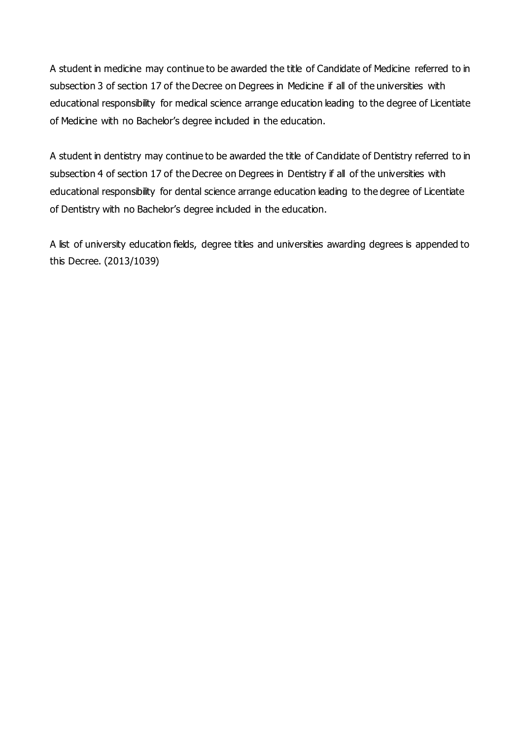A student in medicine may continue to be awarded the title of Candidate of Medicine referred to in subsection 3 of section 17 of the Decree on Degrees in Medicine if all of the universities with educational responsibility for medical science arrange education leading to the degree of Licentiate of Medicine with no Bachelor's degree included in the education.

A student in dentistry may continue to be awarded the title of Candidate of Dentistry referred to in subsection 4 of section 17 of the Decree on Degrees in Dentistry if all of the universities with educational responsibility for dental science arrange education leading to the degree of Licentiate of Dentistry with no Bachelor's degree included in the education.

A list of university education fields, degree titles and universities awarding degrees is appended to this Decree. (2013/1039)